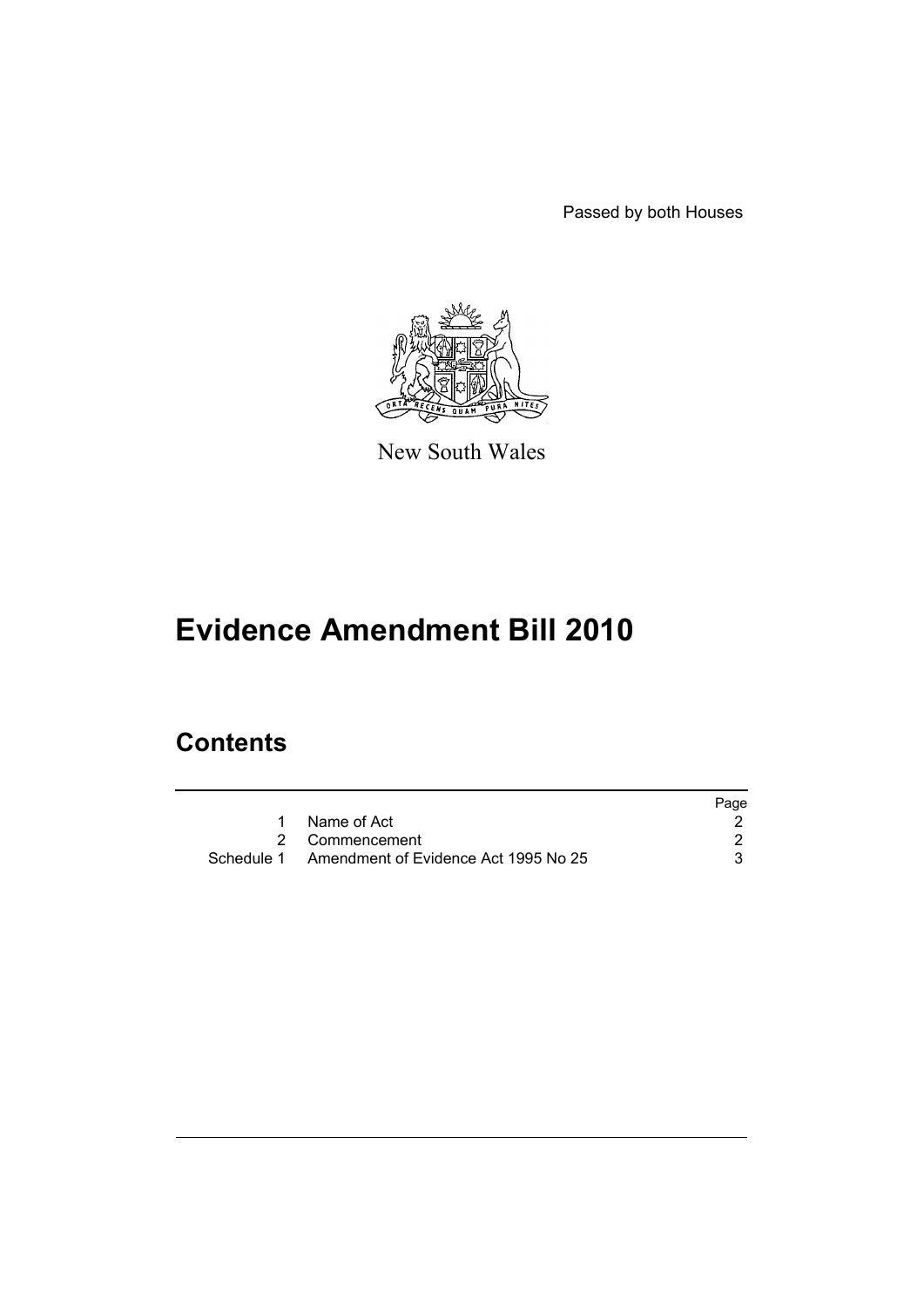Passed by both Houses

New South Wales

# Evidence Amendment Bill 2010

## Contents

| | | Page |
|---|---|---|
| 1 | Name of Act | 2 |
| 2 | Commencement | 2 |
| Schedule 1 | Amendment of Evidence Act 1995 No 25 | 3 |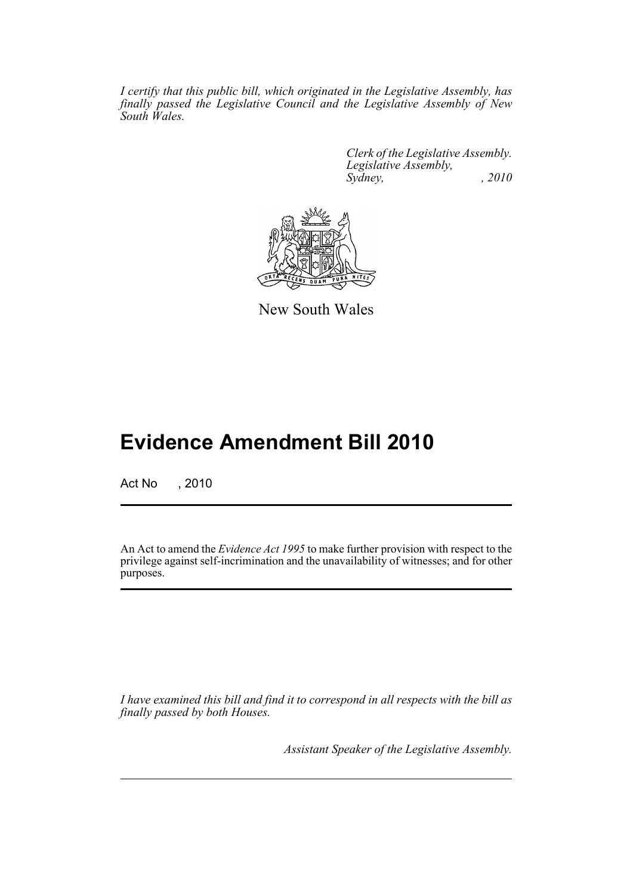*I certify that this public bill, which originated in the Legislative Assembly, has finally passed the Legislative Council and the Legislative Assembly of New South Wales.*

*Clerk of the Legislative Assembly.*
*Legislative Assembly,*
*Sydney, , 2010*

New South Wales

# Evidence Amendment Bill 2010

Act No , 2010

An Act to amend the *Evidence Act 1995* to make further provision with respect to the privilege against self-incrimination and the unavailability of witnesses; and for other purposes.

*I have examined this bill and find it to correspond in all respects with the bill as finally passed by both Houses.*

*Assistant Speaker of the Legislative Assembly.*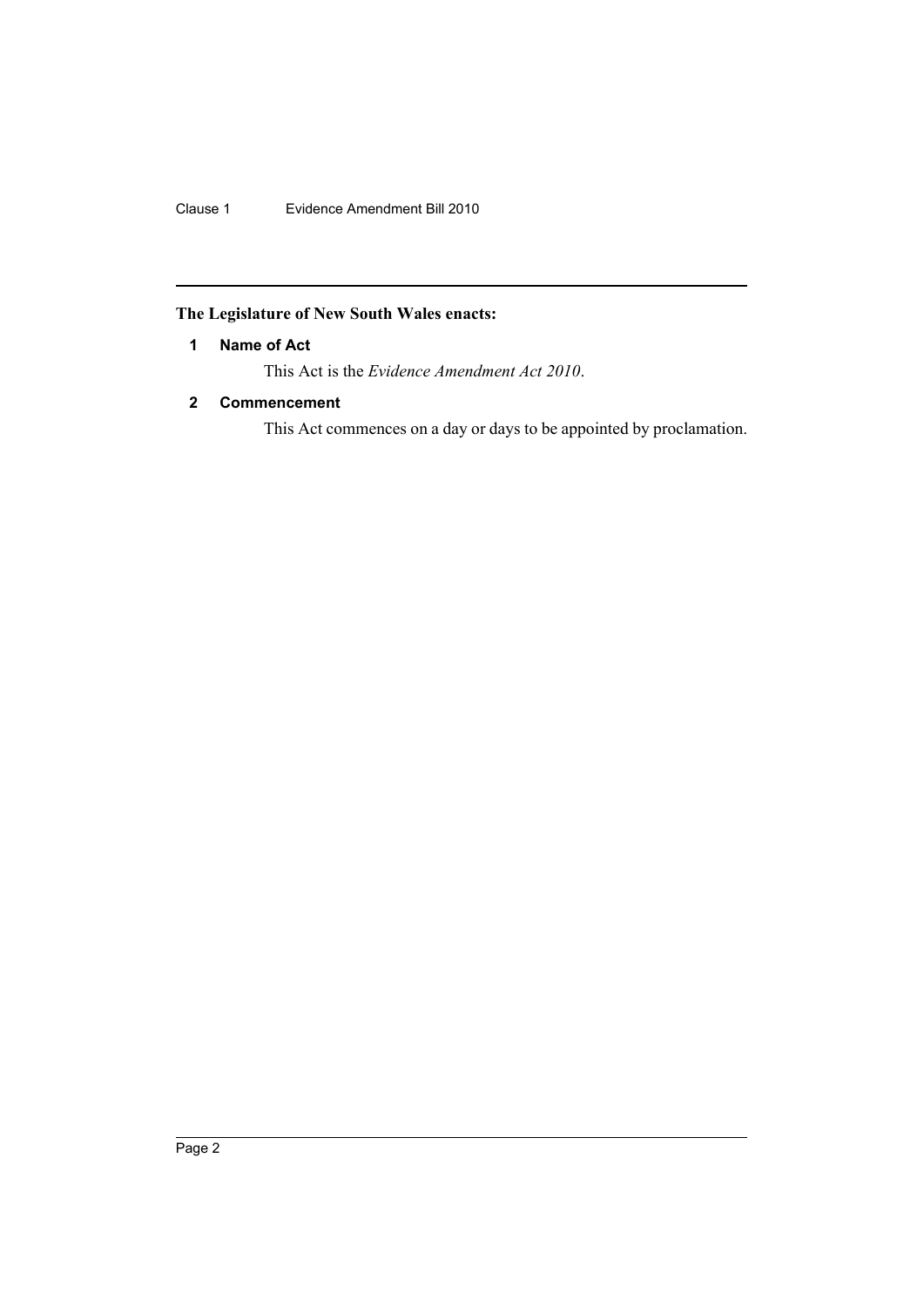**The Legislature of New South Wales enacts:**

**1 Name of Act**

This Act is the *Evidence Amendment Act 2010*.

**2 Commencement**

This Act commences on a day or days to be appointed by proclamation.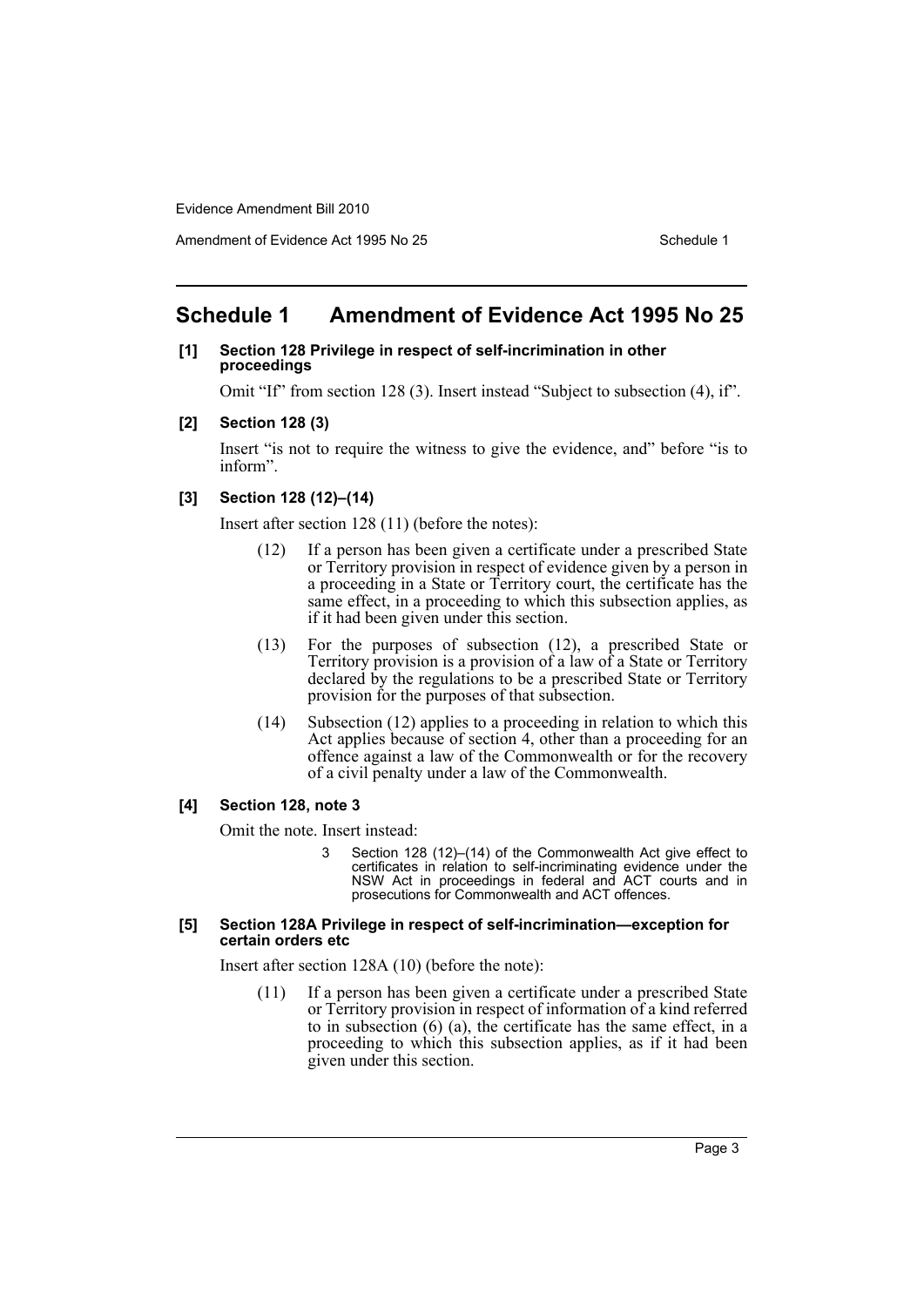# Schedule 1 Amendment of Evidence Act 1995 No 25

**[1] Section 128 Privilege in respect of self-incrimination in other proceedings**

Omit "If" from section 128 (3). Insert instead "Subject to subsection (4), if".

**[2] Section 128 (3)**

Insert "is not to require the witness to give the evidence, and" before "is to inform".

**[3] Section 128 (12)–(14)**

Insert after section 128 (11) (before the notes):

> (12) If a person has been given a certificate under a prescribed State or Territory provision in respect of evidence given by a person in a proceeding in a State or Territory court, the certificate has the same effect, in a proceeding to which this subsection applies, as if it had been given under this section.
>
> (13) For the purposes of subsection (12), a prescribed State or Territory provision is a provision of a law of a State or Territory declared by the regulations to be a prescribed State or Territory provision for the purposes of that subsection.
>
> (14) Subsection (12) applies to a proceeding in relation to which this Act applies because of section 4, other than a proceeding for an offence against a law of the Commonwealth or for the recovery of a civil penalty under a law of the Commonwealth.

**[4] Section 128, note 3**

Omit the note. Insert instead:

> 3 Section 128 (12)–(14) of the Commonwealth Act give effect to certificates in relation to self-incriminating evidence under the NSW Act in proceedings in federal and ACT courts and in prosecutions for Commonwealth and ACT offences.

**[5] Section 128A Privilege in respect of self-incrimination—exception for certain orders etc**

Insert after section 128A (10) (before the note):

> (11) If a person has been given a certificate under a prescribed State or Territory provision in respect of information of a kind referred to in subsection (6) (a), the certificate has the same effect, in a proceeding to which this subsection applies, as if it had been given under this section.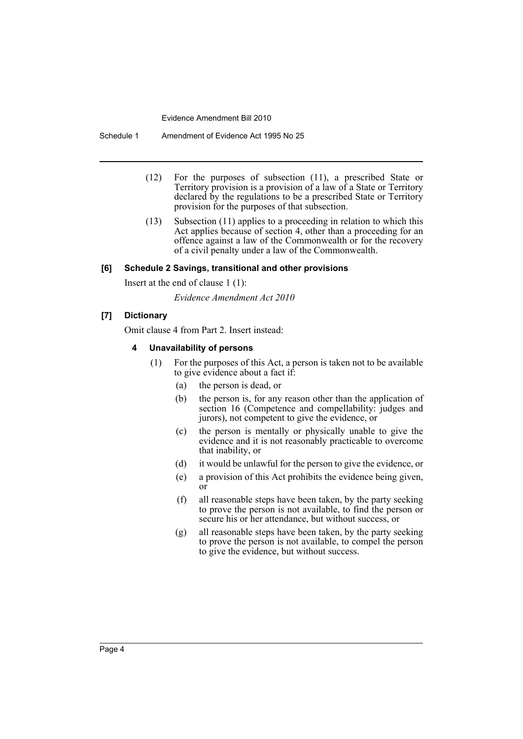(12) For the purposes of subsection (11), a prescribed State or Territory provision is a provision of a law of a State or Territory declared by the regulations to be a prescribed State or Territory provision for the purposes of that subsection.

(13) Subsection (11) applies to a proceeding in relation to which this Act applies because of section 4, other than a proceeding for an offence against a law of the Commonwealth or for the recovery of a civil penalty under a law of the Commonwealth.

### [6] Schedule 2 Savings, transitional and other provisions

Insert at the end of clause 1 (1):

*Evidence Amendment Act 2010*

### [7] Dictionary

Omit clause 4 from Part 2. Insert instead:

#### 4 Unavailability of persons

(1) For the purposes of this Act, a person is taken not to be available to give evidence about a fact if:

- (a) the person is dead, or
- (b) the person is, for any reason other than the application of section 16 (Competence and compellability: judges and jurors), not competent to give the evidence, or
- (c) the person is mentally or physically unable to give the evidence and it is not reasonably practicable to overcome that inability, or
- (d) it would be unlawful for the person to give the evidence, or
- (e) a provision of this Act prohibits the evidence being given, or
- (f) all reasonable steps have been taken, by the party seeking to prove the person is not available, to find the person or secure his or her attendance, but without success, or
- (g) all reasonable steps have been taken, by the party seeking to prove the person is not available, to compel the person to give the evidence, but without success.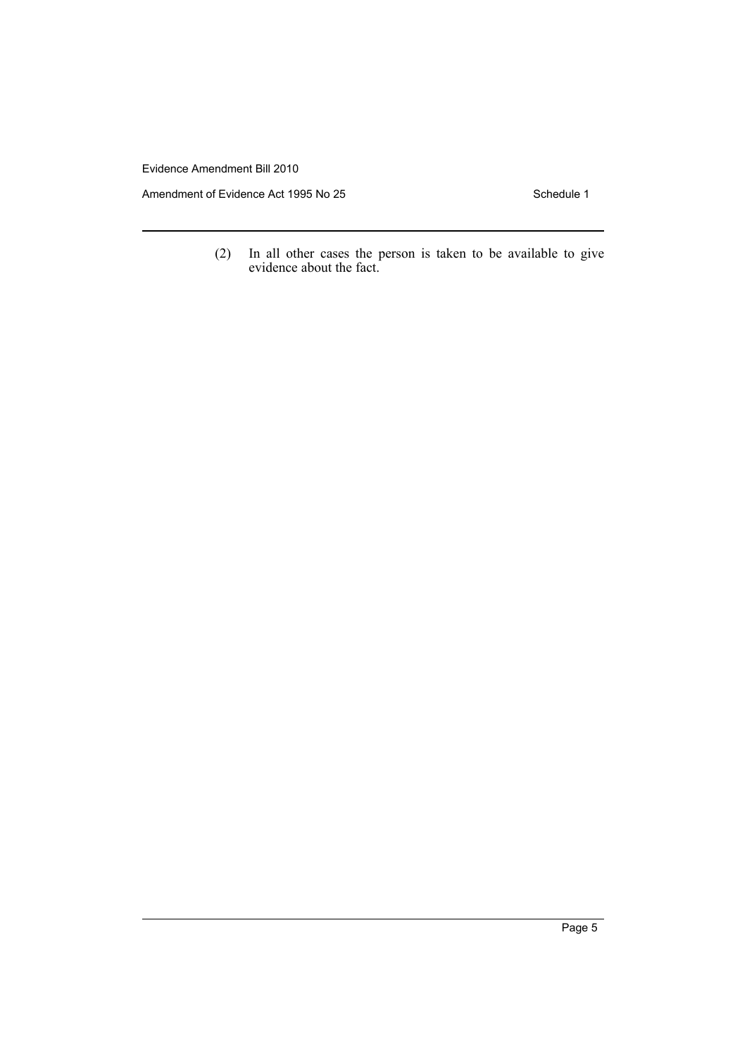(2) In all other cases the person is taken to be available to give evidence about the fact.